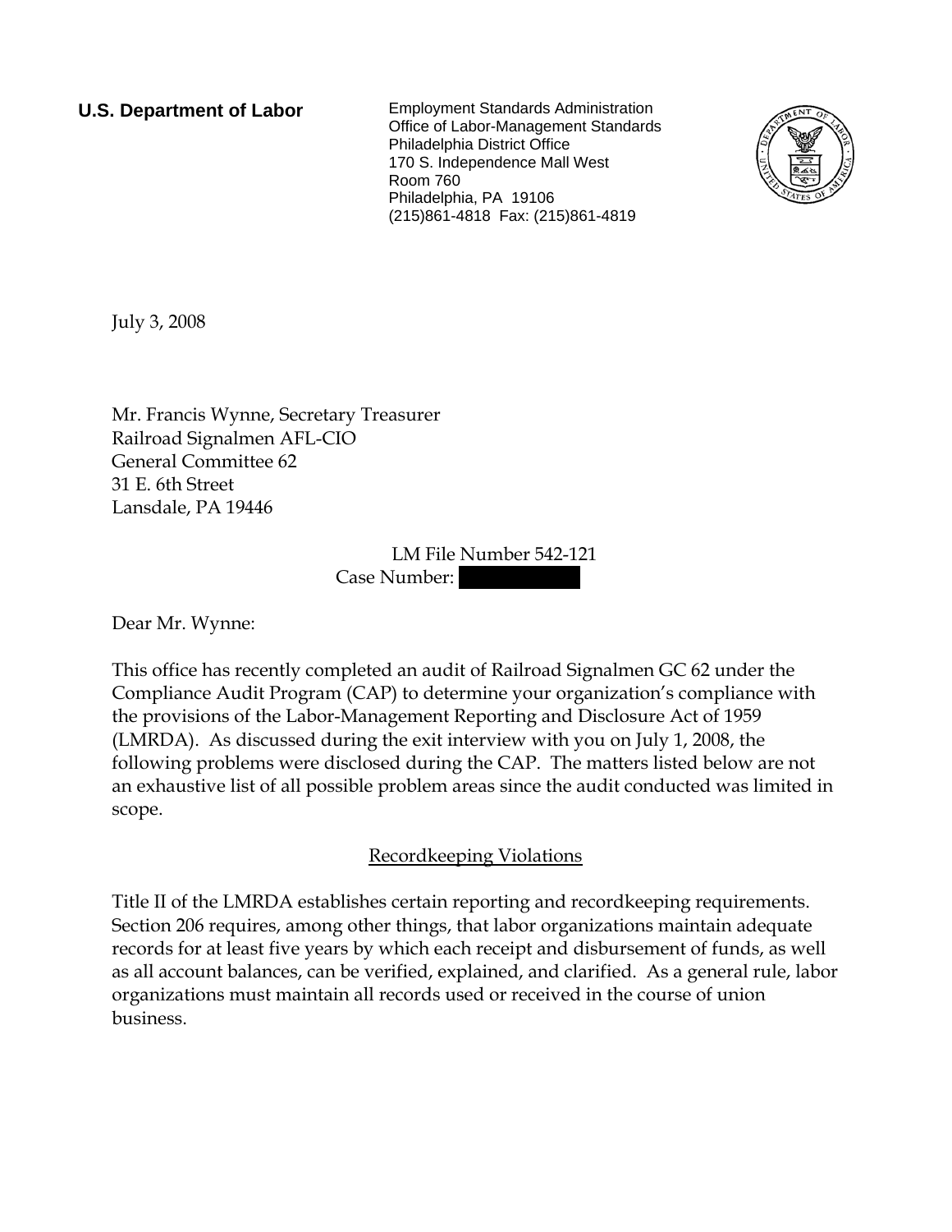**U.S. Department of Labor**

Employment Standards Administration
Office of Labor-Management Standards
Philadelphia District Office
170 S. Independence Mall West
Room 760
Philadelphia, PA 19106
(215)861-4818 Fax: (215)861-4819

July 3, 2008

Mr. Francis Wynne, Secretary Treasurer
Railroad Signalmen AFL-CIO
General Committee 62
31 E. 6th Street
Lansdale, PA 19446

LM File Number 542-121
Case Number:

Dear Mr. Wynne:

This office has recently completed an audit of Railroad Signalmen GC 62 under the Compliance Audit Program (CAP) to determine your organization's compliance with the provisions of the Labor-Management Reporting and Disclosure Act of 1959 (LMRDA). As discussed during the exit interview with you on July 1, 2008, the following problems were disclosed during the CAP. The matters listed below are not an exhaustive list of all possible problem areas since the audit conducted was limited in scope.

## Recordkeeping Violations

Title II of the LMRDA establishes certain reporting and recordkeeping requirements. Section 206 requires, among other things, that labor organizations maintain adequate records for at least five years by which each receipt and disbursement of funds, as well as all account balances, can be verified, explained, and clarified. As a general rule, labor organizations must maintain all records used or received in the course of union business.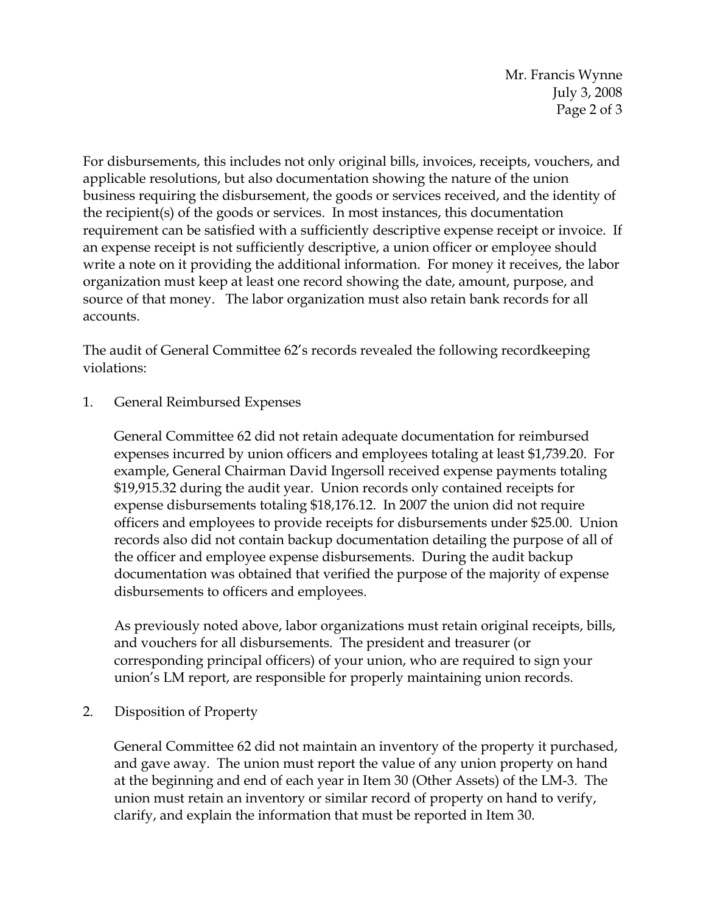For disbursements, this includes not only original bills, invoices, receipts, vouchers, and applicable resolutions, but also documentation showing the nature of the union business requiring the disbursement, the goods or services received, and the identity of the recipient(s) of the goods or services. In most instances, this documentation requirement can be satisfied with a sufficiently descriptive expense receipt or invoice. If an expense receipt is not sufficiently descriptive, a union officer or employee should write a note on it providing the additional information. For money it receives, the labor organization must keep at least one record showing the date, amount, purpose, and source of that money. The labor organization must also retain bank records for all accounts.

The audit of General Committee 62's records revealed the following recordkeeping violations:

1. General Reimbursed Expenses

   General Committee 62 did not retain adequate documentation for reimbursed expenses incurred by union officers and employees totaling at least $1,739.20. For example, General Chairman David Ingersoll received expense payments totaling $19,915.32 during the audit year. Union records only contained receipts for expense disbursements totaling $18,176.12. In 2007 the union did not require officers and employees to provide receipts for disbursements under $25.00. Union records also did not contain backup documentation detailing the purpose of all of the officer and employee expense disbursements. During the audit backup documentation was obtained that verified the purpose of the majority of expense disbursements to officers and employees.

   As previously noted above, labor organizations must retain original receipts, bills, and vouchers for all disbursements. The president and treasurer (or corresponding principal officers) of your union, who are required to sign your union's LM report, are responsible for properly maintaining union records.

2. Disposition of Property

   General Committee 62 did not maintain an inventory of the property it purchased, and gave away. The union must report the value of any union property on hand at the beginning and end of each year in Item 30 (Other Assets) of the LM-3. The union must retain an inventory or similar record of property on hand to verify, clarify, and explain the information that must be reported in Item 30.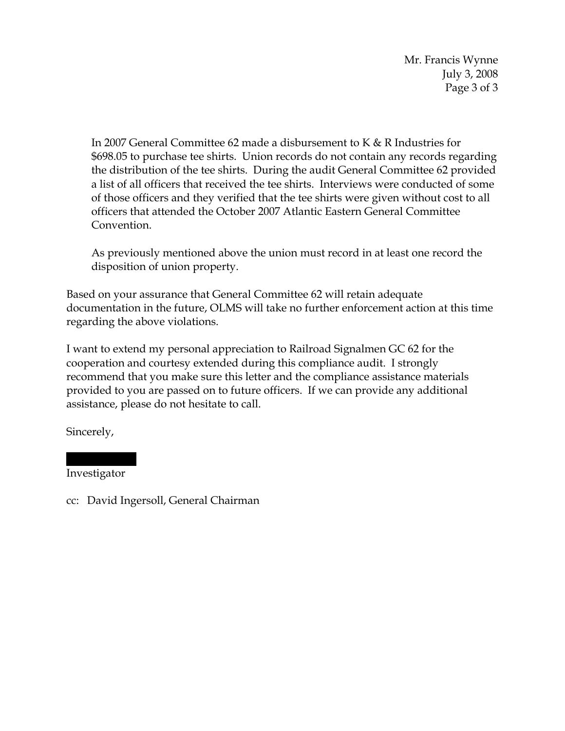In 2007 General Committee 62 made a disbursement to K & R Industries for $698.05 to purchase tee shirts. Union records do not contain any records regarding the distribution of the tee shirts. During the audit General Committee 62 provided a list of all officers that received the tee shirts. Interviews were conducted of some of those officers and they verified that the tee shirts were given without cost to all officers that attended the October 2007 Atlantic Eastern General Committee Convention.

As previously mentioned above the union must record in at least one record the disposition of union property.

Based on your assurance that General Committee 62 will retain adequate documentation in the future, OLMS will take no further enforcement action at this time regarding the above violations.

I want to extend my personal appreciation to Railroad Signalmen GC 62 for the cooperation and courtesy extended during this compliance audit. I strongly recommend that you make sure this letter and the compliance assistance materials provided to you are passed on to future officers. If we can provide any additional assistance, please do not hesitate to call.

Sincerely,

Investigator

cc: David Ingersoll, General Chairman